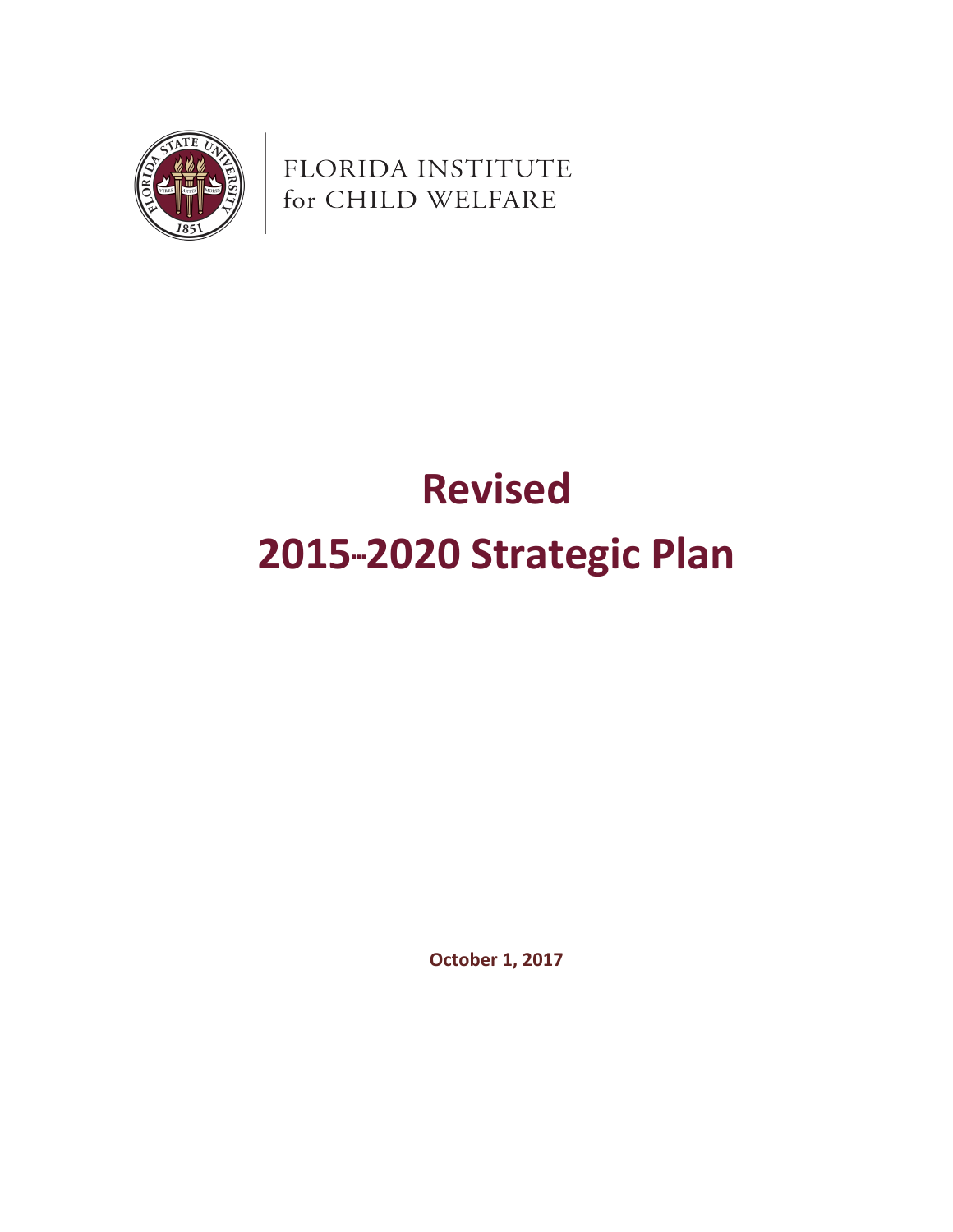FLORIDA INSTITUTE
for CHILD WELFARE

# Revised

# 2015–2020 Strategic Plan

**October 1, 2017**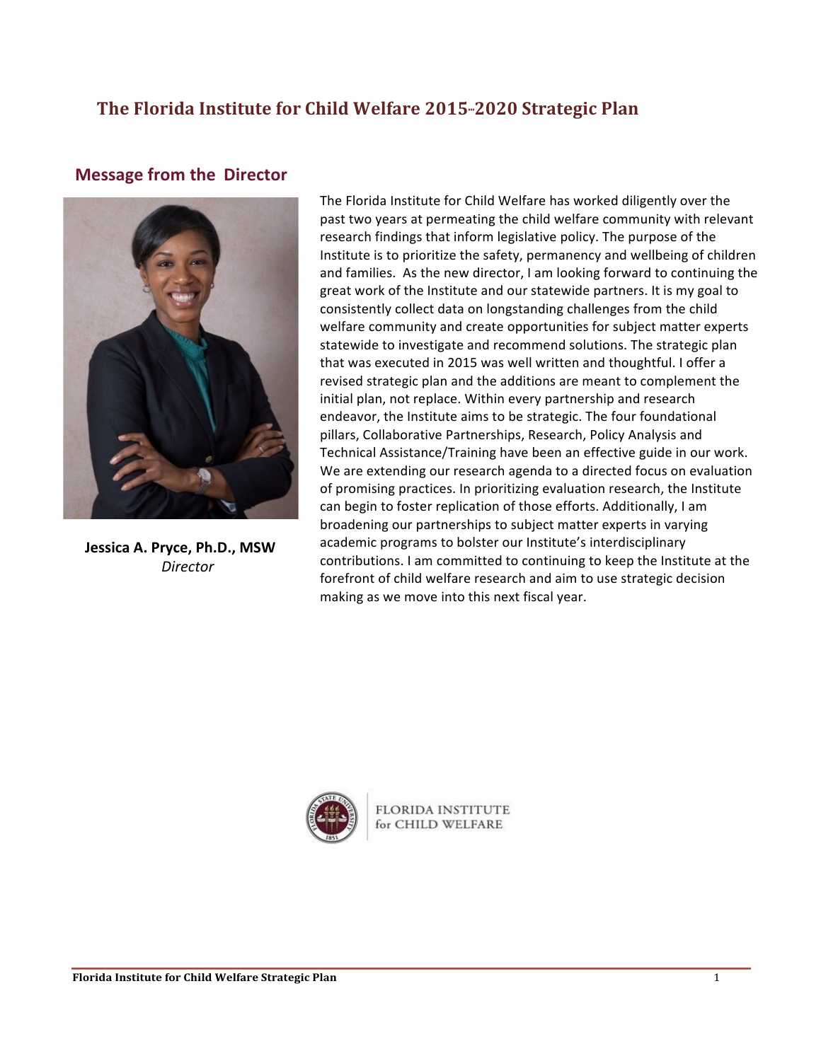# The Florida Institute for Child Welfare 2015–2020 Strategic Plan

## Message from the Director

**Jessica A. Pryce, Ph.D., MSW**
*Director*

The Florida Institute for Child Welfare has worked diligently over the past two years at permeating the child welfare community with relevant research findings that inform legislative policy. The purpose of the Institute is to prioritize the safety, permanency and wellbeing of children and families. As the new director, I am looking forward to continuing the great work of the Institute and our statewide partners. It is my goal to consistently collect data on longstanding challenges from the child welfare community and create opportunities for subject matter experts statewide to investigate and recommend solutions. The strategic plan that was executed in 2015 was well written and thoughtful. I offer a revised strategic plan and the additions are meant to complement the initial plan, not replace. Within every partnership and research endeavor, the Institute aims to be strategic. The four foundational pillars, Collaborative Partnerships, Research, Policy Analysis and Technical Assistance/Training have been an effective guide in our work. We are extending our research agenda to a directed focus on evaluation of promising practices. In prioritizing evaluation research, the Institute can begin to foster replication of those efforts. Additionally, I am broadening our partnerships to subject matter experts in varying academic programs to bolster our Institute's interdisciplinary contributions. I am committed to continuing to keep the Institute at the forefront of child welfare research and aim to use strategic decision making as we move into this next fiscal year.

FLORIDA INSTITUTE for CHILD WELFARE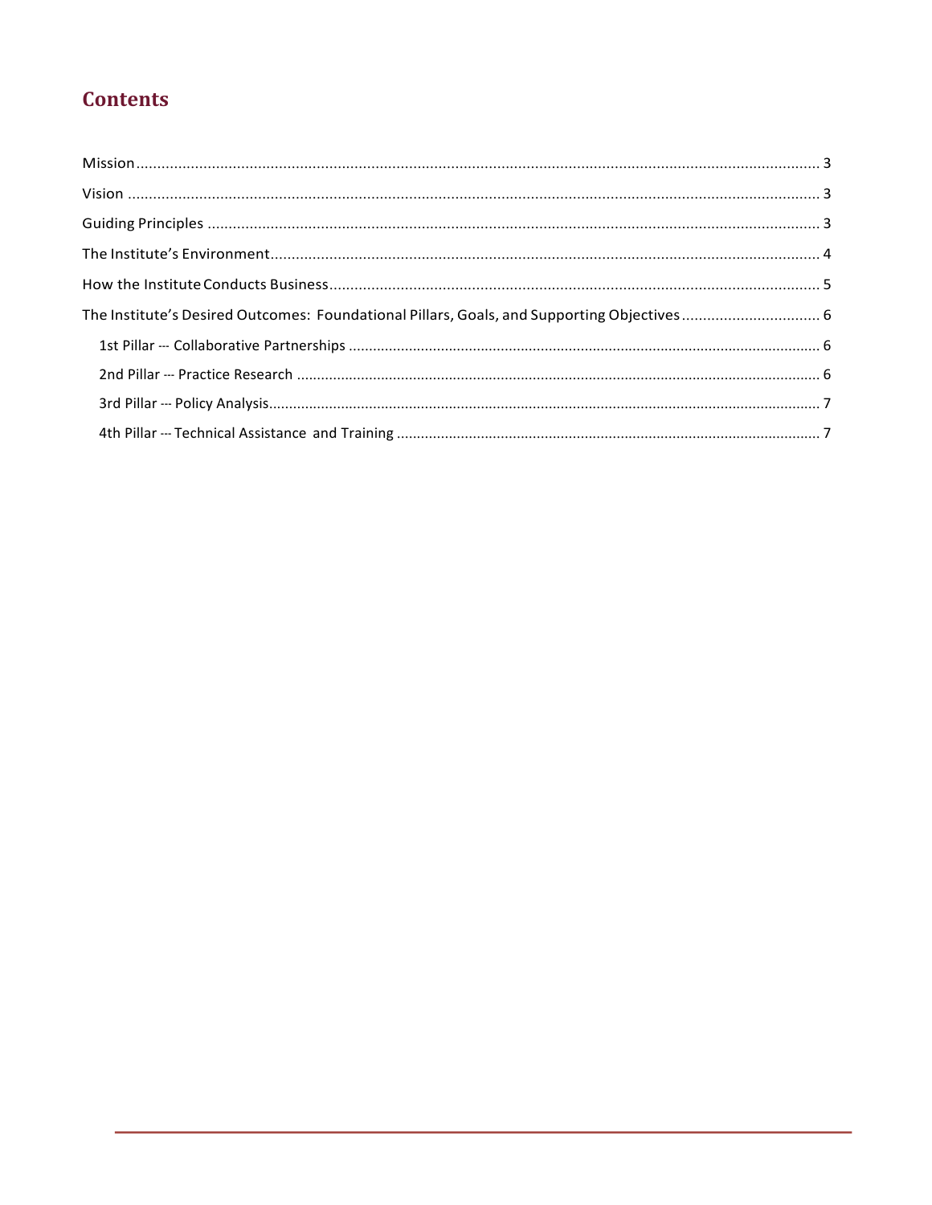# Contents

Mission ........................................................................................................................................................ 3

Vision .......................................................................................................................................................... 3

Guiding Principles ....................................................................................................................................... 3

The Institute's Environment.......................................................................................................................... 4

How the Institute Conducts Business............................................................................................................ 5

The Institute's Desired Outcomes: Foundational Pillars, Goals, and Supporting Objectives ........................ 6

- 1st Pillar --- Collaborative Partnerships ........................................................................................................ 6
- 2nd Pillar --- Practice Research ..................................................................................................................... 6
- 3rd Pillar --- Policy Analysis............................................................................................................................ 7
- 4th Pillar --- Technical Assistance and Training ............................................................................................ 7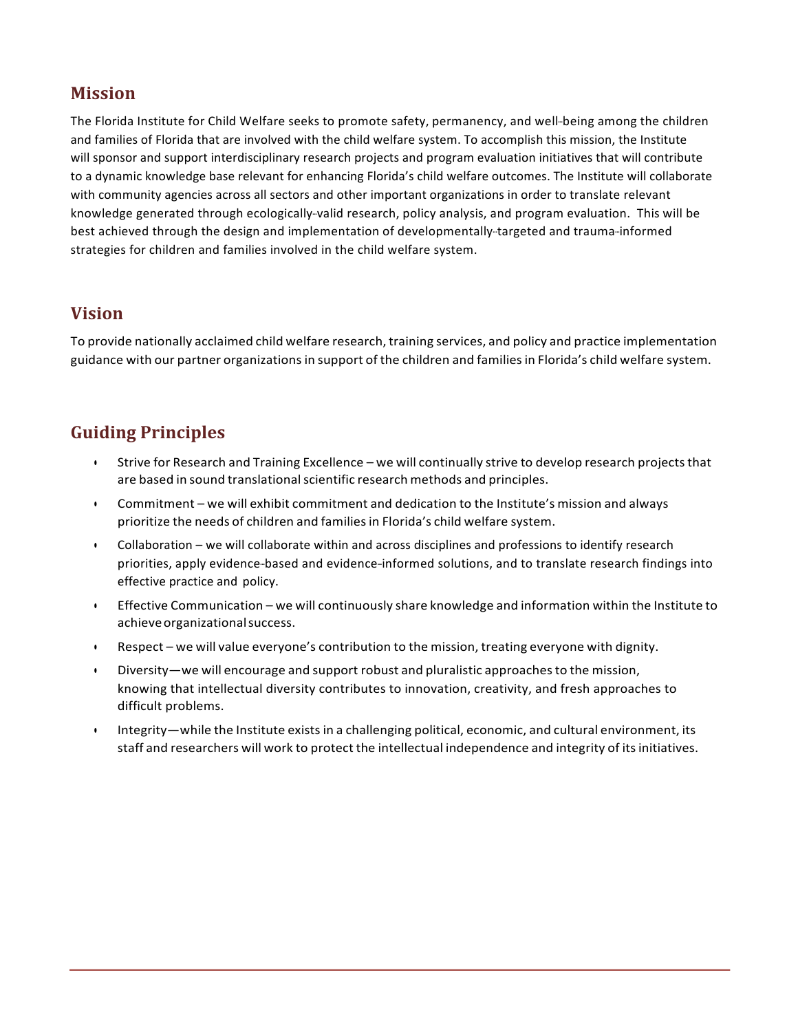## Mission

The Florida Institute for Child Welfare seeks to promote safety, permanency, and well-being among the children and families of Florida that are involved with the child welfare system. To accomplish this mission, the Institute will sponsor and support interdisciplinary research projects and program evaluation initiatives that will contribute to a dynamic knowledge base relevant for enhancing Florida's child welfare outcomes. The Institute will collaborate with community agencies across all sectors and other important organizations in order to translate relevant knowledge generated through ecologically-valid research, policy analysis, and program evaluation. This will be best achieved through the design and implementation of developmentally-targeted and trauma-informed strategies for children and families involved in the child welfare system.

## Vision

To provide nationally acclaimed child welfare research, training services, and policy and practice implementation guidance with our partner organizations in support of the children and families in Florida's child welfare system.

## Guiding Principles

- Strive for Research and Training Excellence – we will continually strive to develop research projects that are based in sound translational scientific research methods and principles.
- Commitment – we will exhibit commitment and dedication to the Institute's mission and always prioritize the needs of children and families in Florida's child welfare system.
- Collaboration – we will collaborate within and across disciplines and professions to identify research priorities, apply evidence-based and evidence-informed solutions, and to translate research findings into effective practice and policy.
- Effective Communication – we will continuously share knowledge and information within the Institute to achieve organizational success.
- Respect – we will value everyone's contribution to the mission, treating everyone with dignity.
- Diversity—we will encourage and support robust and pluralistic approaches to the mission, knowing that intellectual diversity contributes to innovation, creativity, and fresh approaches to difficult problems.
- Integrity—while the Institute exists in a challenging political, economic, and cultural environment, its staff and researchers will work to protect the intellectual independence and integrity of its initiatives.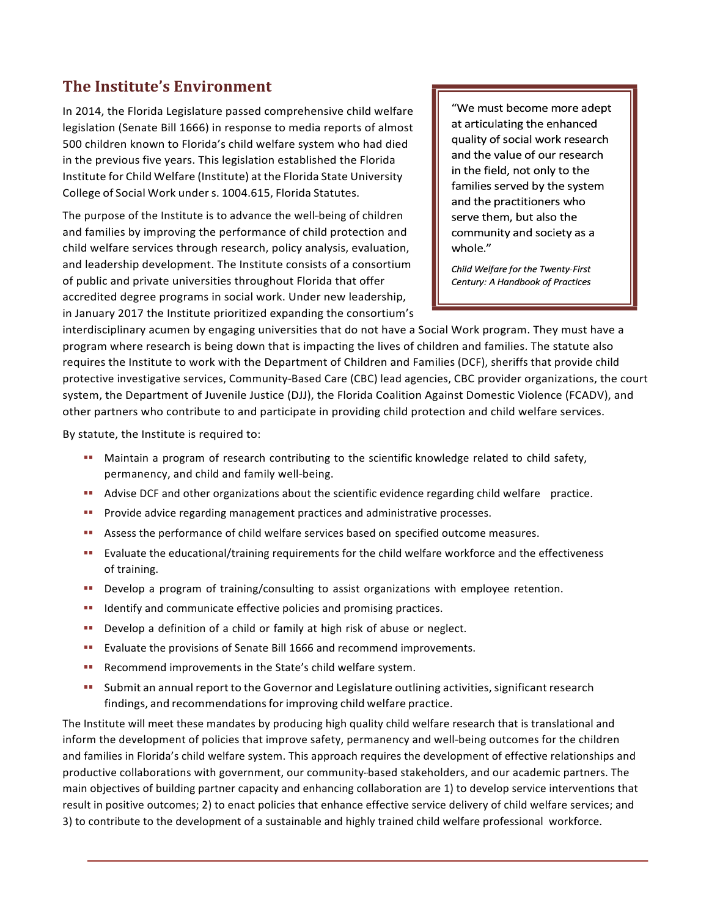## The Institute's Environment

In 2014, the Florida Legislature passed comprehensive child welfare legislation (Senate Bill 1666) in response to media reports of almost 500 children known to Florida's child welfare system who had died in the previous five years. This legislation established the Florida Institute for Child Welfare (Institute) at the Florida State University College of Social Work under s. 1004.615, Florida Statutes.

> "We must become more adept at articulating the enhanced quality of social work research and the value of our research in the field, not only to the families served by the system and the practitioners who serve them, but also the community and society as a whole."
>
> *Child Welfare for the Twenty*-*First Century: A Handbook of Practices*

The purpose of the Institute is to advance the well-being of children and families by improving the performance of child protection and child welfare services through research, policy analysis, evaluation, and leadership development. The Institute consists of a consortium of public and private universities throughout Florida that offer accredited degree programs in social work. Under new leadership, in January 2017 the Institute prioritized expanding the consortium's interdisciplinary acumen by engaging universities that do not have a Social Work program. They must have a program where research is being down that is impacting the lives of children and families. The statute also requires the Institute to work with the Department of Children and Families (DCF), sheriffs that provide child protective investigative services, Community-Based Care (CBC) lead agencies, CBC provider organizations, the court system, the Department of Juvenile Justice (DJJ), the Florida Coalition Against Domestic Violence (FCADV), and other partners who contribute to and participate in providing child protection and child welfare services.

By statute, the Institute is required to:

- Maintain a program of research contributing to the scientific knowledge related to child safety, permanency, and child and family well-being.
- Advise DCF and other organizations about the scientific evidence regarding child welfare practice.
- Provide advice regarding management practices and administrative processes.
- Assess the performance of child welfare services based on specified outcome measures.
- Evaluate the educational/training requirements for the child welfare workforce and the effectiveness of training.
- Develop a program of training/consulting to assist organizations with employee retention.
- Identify and communicate effective policies and promising practices.
- Develop a definition of a child or family at high risk of abuse or neglect.
- Evaluate the provisions of Senate Bill 1666 and recommend improvements.
- Recommend improvements in the State's child welfare system.
- Submit an annual report to the Governor and Legislature outlining activities, significant research findings, and recommendations for improving child welfare practice.

The Institute will meet these mandates by producing high quality child welfare research that is translational and inform the development of policies that improve safety, permanency and well-being outcomes for the children and families in Florida's child welfare system. This approach requires the development of effective relationships and productive collaborations with government, our community-based stakeholders, and our academic partners. The main objectives of building partner capacity and enhancing collaboration are 1) to develop service interventions that result in positive outcomes; 2) to enact policies that enhance effective service delivery of child welfare services; and 3) to contribute to the development of a sustainable and highly trained child welfare professional workforce.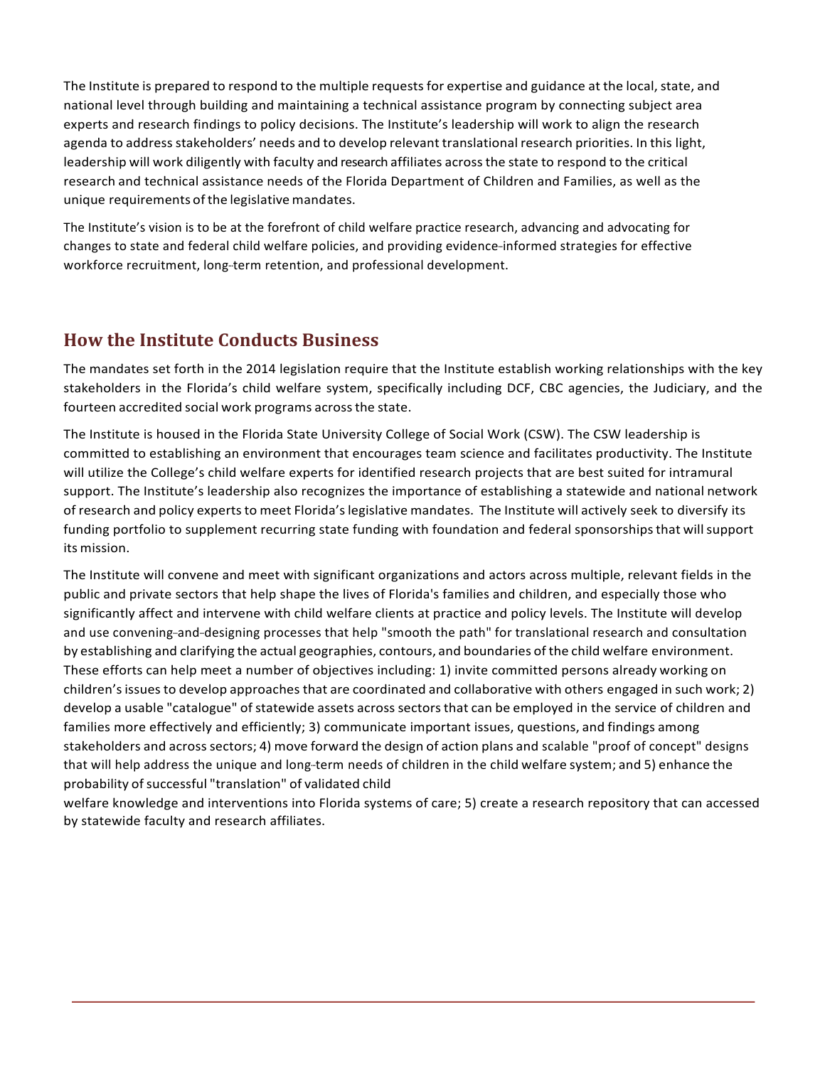The Institute is prepared to respond to the multiple requests for expertise and guidance at the local, state, and national level through building and maintaining a technical assistance program by connecting subject area experts and research findings to policy decisions. The Institute's leadership will work to align the research agenda to address stakeholders' needs and to develop relevant translational research priorities. In this light, leadership will work diligently with faculty and research affiliates across the state to respond to the critical research and technical assistance needs of the Florida Department of Children and Families, as well as the unique requirements of the legislative mandates.

The Institute's vision is to be at the forefront of child welfare practice research, advancing and advocating for changes to state and federal child welfare policies, and providing evidence-informed strategies for effective workforce recruitment, long-term retention, and professional development.

## How the Institute Conducts Business

The mandates set forth in the 2014 legislation require that the Institute establish working relationships with the key stakeholders in the Florida's child welfare system, specifically including DCF, CBC agencies, the Judiciary, and the fourteen accredited social work programs across the state.

The Institute is housed in the Florida State University College of Social Work (CSW). The CSW leadership is committed to establishing an environment that encourages team science and facilitates productivity. The Institute will utilize the College's child welfare experts for identified research projects that are best suited for intramural support. The Institute's leadership also recognizes the importance of establishing a statewide and national network of research and policy experts to meet Florida's legislative mandates. The Institute will actively seek to diversify its funding portfolio to supplement recurring state funding with foundation and federal sponsorships that will support its mission.

The Institute will convene and meet with significant organizations and actors across multiple, relevant fields in the public and private sectors that help shape the lives of Florida's families and children, and especially those who significantly affect and intervene with child welfare clients at practice and policy levels. The Institute will develop and use convening-and-designing processes that help "smooth the path" for translational research and consultation by establishing and clarifying the actual geographies, contours, and boundaries of the child welfare environment. These efforts can help meet a number of objectives including: 1) invite committed persons already working on children's issues to develop approaches that are coordinated and collaborative with others engaged in such work; 2) develop a usable "catalogue" of statewide assets across sectors that can be employed in the service of children and families more effectively and efficiently; 3) communicate important issues, questions, and findings among stakeholders and across sectors; 4) move forward the design of action plans and scalable "proof of concept" designs that will help address the unique and long-term needs of children in the child welfare system; and 5) enhance the probability of successful "translation" of validated child welfare knowledge and interventions into Florida systems of care; 5) create a research repository that can accessed by statewide faculty and research affiliates.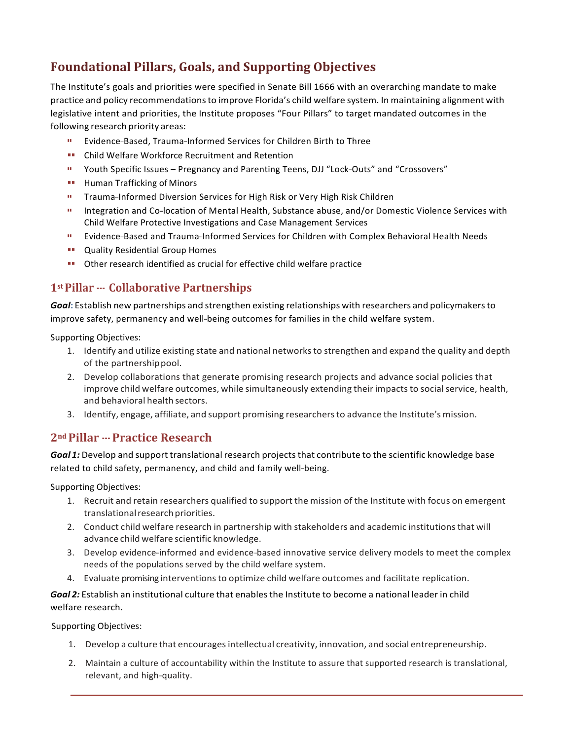## Foundational Pillars, Goals, and Supporting Objectives

The Institute's goals and priorities were specified in Senate Bill 1666 with an overarching mandate to make practice and policy recommendations to improve Florida's child welfare system. In maintaining alignment with legislative intent and priorities, the Institute proposes "Four Pillars" to target mandated outcomes in the following research priority areas:

- Evidence-Based, Trauma-Informed Services for Children Birth to Three
- Child Welfare Workforce Recruitment and Retention
- Youth Specific Issues – Pregnancy and Parenting Teens, DJJ "Lock-Outs" and "Crossovers"
- Human Trafficking of Minors
- Trauma-Informed Diversion Services for High Risk or Very High Risk Children
- Integration and Co-location of Mental Health, Substance abuse, and/or Domestic Violence Services with Child Welfare Protective Investigations and Case Management Services
- Evidence-Based and Trauma-Informed Services for Children with Complex Behavioral Health Needs
- Quality Residential Group Homes
- Other research identified as crucial for effective child welfare practice

### 1st Pillar --- Collaborative Partnerships

***Goal*:** Establish new partnerships and strengthen existing relationships with researchers and policymakers to improve safety, permanency and well-being outcomes for families in the child welfare system.

Supporting Objectives:

1. Identify and utilize existing state and national networks to strengthen and expand the quality and depth of the partnership pool.
2. Develop collaborations that generate promising research projects and advance social policies that improve child welfare outcomes, while simultaneously extending their impacts to social service, health, and behavioral health sectors.
3. Identify, engage, affiliate, and support promising researchers to advance the Institute's mission.

### 2nd Pillar --- Practice Research

***Goal 1:*** Develop and support translational research projects that contribute to the scientific knowledge base related to child safety, permanency, and child and family well-being.

Supporting Objectives:

1. Recruit and retain researchers qualified to support the mission of the Institute with focus on emergent translational research priorities.
2. Conduct child welfare research in partnership with stakeholders and academic institutions that will advance child welfare scientific knowledge.
3. Develop evidence-informed and evidence-based innovative service delivery models to meet the complex needs of the populations served by the child welfare system.
4. Evaluate promising interventions to optimize child welfare outcomes and facilitate replication.

***Goal 2:*** Establish an institutional culture that enables the Institute to become a national leader in child welfare research.

Supporting Objectives:

1. Develop a culture that encourages intellectual creativity, innovation, and social entrepreneurship.
2. Maintain a culture of accountability within the Institute to assure that supported research is translational, relevant, and high-quality.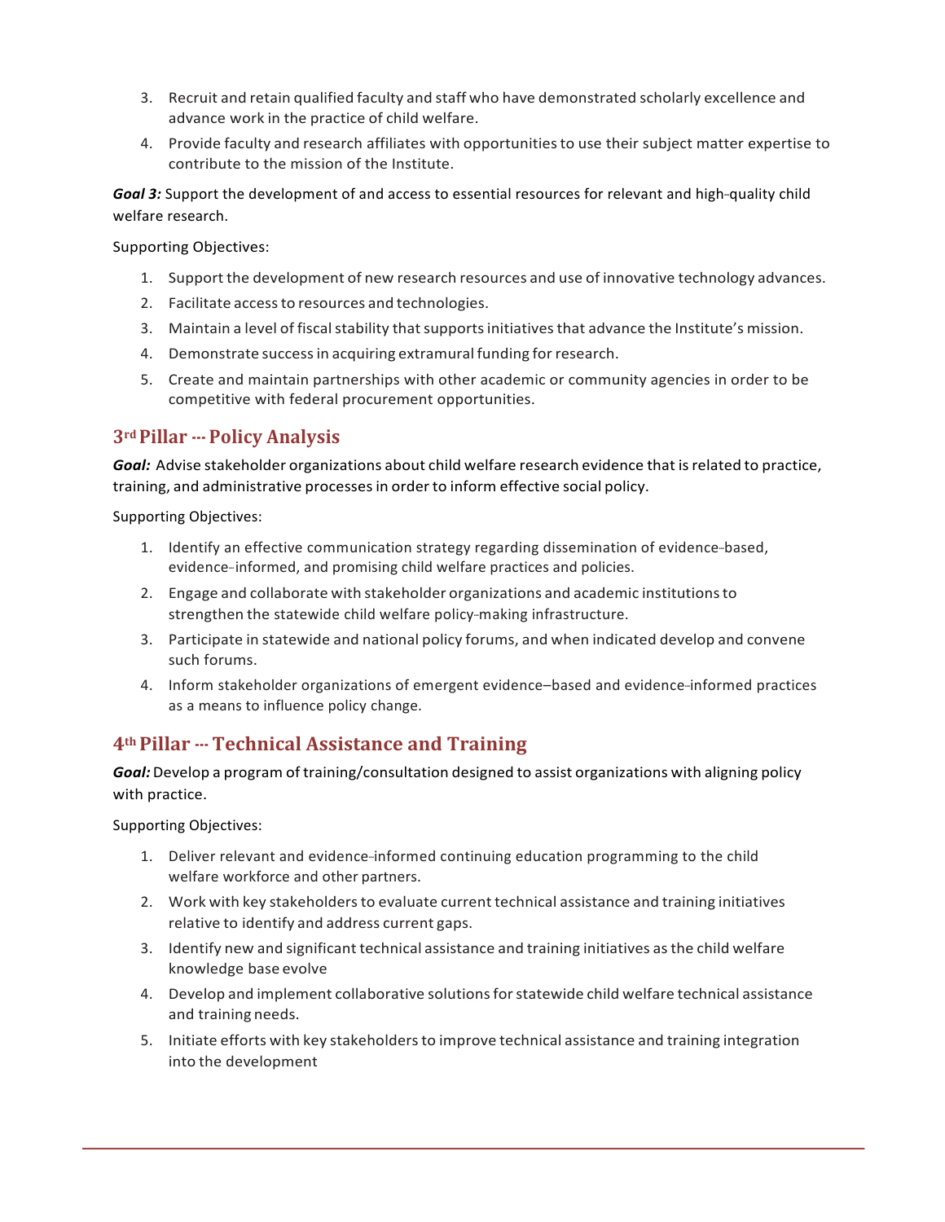3. Recruit and retain qualified faculty and staff who have demonstrated scholarly excellence and advance work in the practice of child welfare.
4. Provide faculty and research affiliates with opportunities to use their subject matter expertise to contribute to the mission of the Institute.

***Goal 3:*** Support the development of and access to essential resources for relevant and high-quality child welfare research.

Supporting Objectives:

1. Support the development of new research resources and use of innovative technology advances.
2. Facilitate access to resources and technologies.
3. Maintain a level of fiscal stability that supports initiatives that advance the Institute's mission.
4. Demonstrate success in acquiring extramural funding for research.
5. Create and maintain partnerships with other academic or community agencies in order to be competitive with federal procurement opportunities.

## 3rd Pillar --- Policy Analysis

***Goal:*** Advise stakeholder organizations about child welfare research evidence that is related to practice, training, and administrative processes in order to inform effective social policy.

Supporting Objectives:

1. Identify an effective communication strategy regarding dissemination of evidence-based, evidence-informed, and promising child welfare practices and policies.
2. Engage and collaborate with stakeholder organizations and academic institutions to strengthen the statewide child welfare policy-making infrastructure.
3. Participate in statewide and national policy forums, and when indicated develop and convene such forums.
4. Inform stakeholder organizations of emergent evidence–based and evidence-informed practices as a means to influence policy change.

## 4th Pillar --- Technical Assistance and Training

***Goal:*** Develop a program of training/consultation designed to assist organizations with aligning policy with practice.

Supporting Objectives:

1. Deliver relevant and evidence-informed continuing education programming to the child welfare workforce and other partners.
2. Work with key stakeholders to evaluate current technical assistance and training initiatives relative to identify and address current gaps.
3. Identify new and significant technical assistance and training initiatives as the child welfare knowledge base evolve
4. Develop and implement collaborative solutions for statewide child welfare technical assistance and training needs.
5. Initiate efforts with key stakeholders to improve technical assistance and training integration into the development